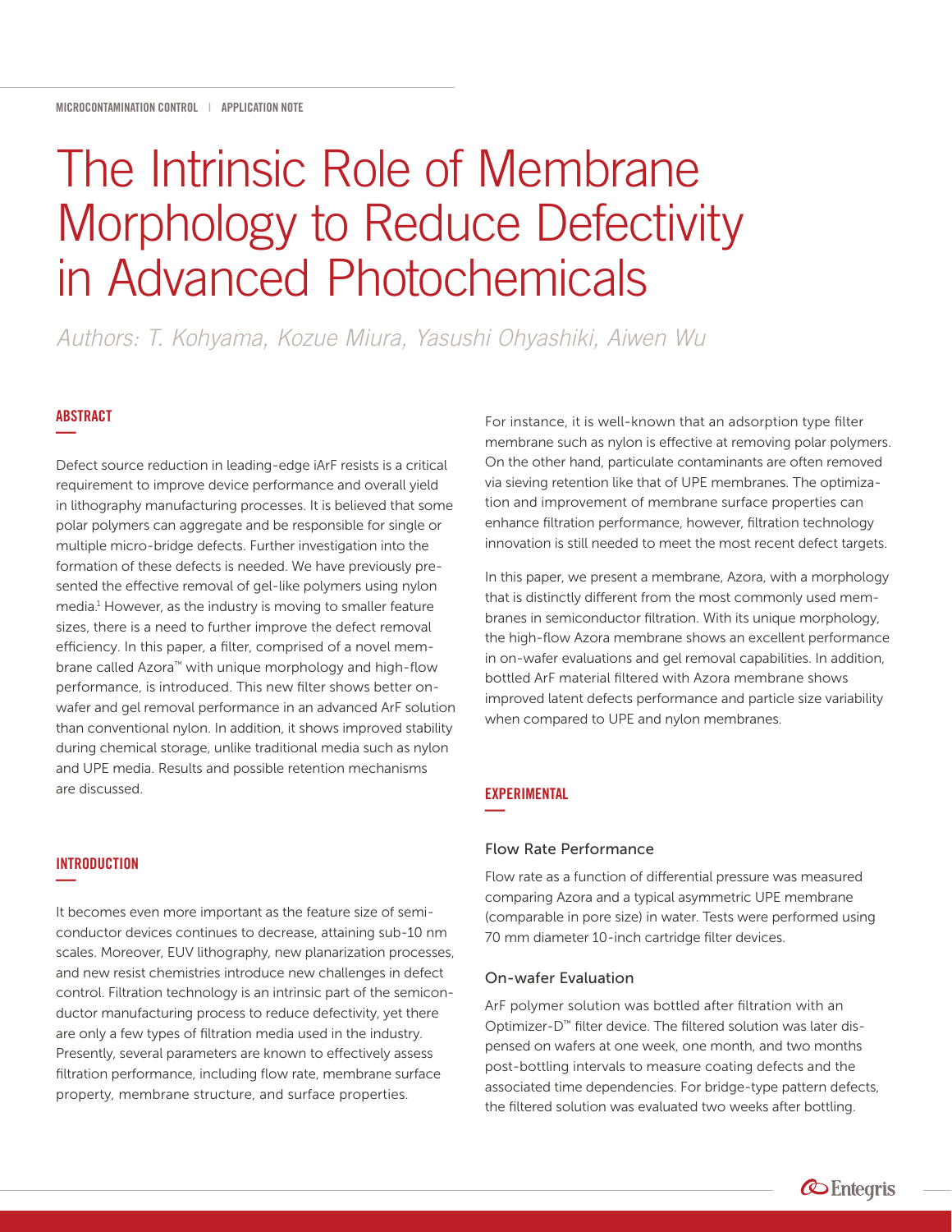MICROCONTAMINATION CONTROL | APPLICATION NOTE

# The Intrinsic Role of Membrane Morphology to Reduce Defectivity in Advanced Photochemicals

*Authors: T. Kohyama, Kozue Miura, Yasushi Ohyashiki, Aiwen Wu*

## ABSTRACT

Defect source reduction in leading-edge iArF resists is a critical requirement to improve device performance and overall yield in lithography manufacturing processes. It is believed that some polar polymers can aggregate and be responsible for single or multiple micro-bridge defects. Further investigation into the formation of these defects is needed. We have previously presented the effective removal of gel-like polymers using nylon media.[1] However, as the industry is moving to smaller feature sizes, there is a need to further improve the defect removal efficiency. In this paper, a filter, comprised of a novel membrane called Azora™ with unique morphology and high-flow performance, is introduced. This new filter shows better on-wafer and gel removal performance in an advanced ArF solution than conventional nylon. In addition, it shows improved stability during chemical storage, unlike traditional media such as nylon and UPE media. Results and possible retention mechanisms are discussed.

## INTRODUCTION

It becomes even more important as the feature size of semiconductor devices continues to decrease, attaining sub-10 nm scales. Moreover, EUV lithography, new planarization processes, and new resist chemistries introduce new challenges in defect control. Filtration technology is an intrinsic part of the semiconductor manufacturing process to reduce defectivity, yet there are only a few types of filtration media used in the industry. Presently, several parameters are known to effectively assess filtration performance, including flow rate, membrane surface property, membrane structure, and surface properties.

For instance, it is well-known that an adsorption type filter membrane such as nylon is effective at removing polar polymers. On the other hand, particulate contaminants are often removed via sieving retention like that of UPE membranes. The optimization and improvement of membrane surface properties can enhance filtration performance, however, filtration technology innovation is still needed to meet the most recent defect targets.

In this paper, we present a membrane, Azora, with a morphology that is distinctly different from the most commonly used membranes in semiconductor filtration. With its unique morphology, the high-flow Azora membrane shows an excellent performance in on-wafer evaluations and gel removal capabilities. In addition, bottled ArF material filtered with Azora membrane shows improved latent defects performance and particle size variability when compared to UPE and nylon membranes.

## EXPERIMENTAL

### Flow Rate Performance

Flow rate as a function of differential pressure was measured comparing Azora and a typical asymmetric UPE membrane (comparable in pore size) in water. Tests were performed using 70 mm diameter 10-inch cartridge filter devices.

### On-wafer Evaluation

ArF polymer solution was bottled after filtration with an Optimizer-D™ filter device. The filtered solution was later dispensed on wafers at one week, one month, and two months post-bottling intervals to measure coating defects and the associated time dependencies. For bridge-type pattern defects, the filtered solution was evaluated two weeks after bottling.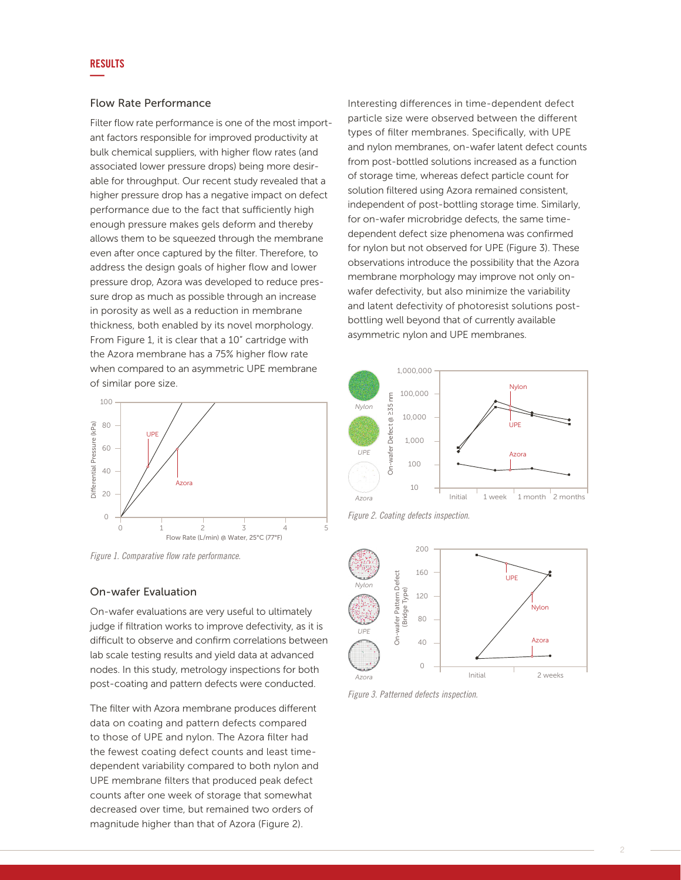## RESULTS

### Flow Rate Performance

Filter flow rate performance is one of the most important factors responsible for improved productivity at bulk chemical suppliers, with higher flow rates (and associated lower pressure drops) being more desirable for throughput. Our recent study revealed that a higher pressure drop has a negative impact on defect performance due to the fact that sufficiently high enough pressure makes gels deform and thereby allows them to be squeezed through the membrane even after once captured by the filter. Therefore, to address the design goals of higher flow and lower pressure drop, Azora was developed to reduce pressure drop as much as possible through an increase in porosity as well as a reduction in membrane thickness, both enabled by its novel morphology. From Figure 1, it is clear that a 10" cartridge with the Azora membrane has a 75% higher flow rate when compared to an asymmetric UPE membrane of similar pore size.

*Figure 1. Comparative flow rate performance.*

### On-wafer Evaluation

On-wafer evaluations are very useful to ultimately judge if filtration works to improve defectivity, as it is difficult to observe and confirm correlations between lab scale testing results and yield data at advanced nodes. In this study, metrology inspections for both post-coating and pattern defects were conducted.

The filter with Azora membrane produces different data on coating and pattern defects compared to those of UPE and nylon. The Azora filter had the fewest coating defect counts and least time-dependent variability compared to both nylon and UPE membrane filters that produced peak defect counts after one week of storage that somewhat decreased over time, but remained two orders of magnitude higher than that of Azora (Figure 2).

Interesting differences in time-dependent defect particle size were observed between the different types of filter membranes. Specifically, with UPE and nylon membranes, on-wafer latent defect counts from post-bottled solutions increased as a function of storage time, whereas defect particle count for solution filtered using Azora remained consistent, independent of post-bottling storage time. Similarly, for on-wafer microbridge defects, the same time-dependent defect size phenomena was confirmed for nylon but not observed for UPE (Figure 3). These observations introduce the possibility that the Azora membrane morphology may improve not only on-wafer defectivity, but also minimize the variability and latent defectivity of photoresist solutions post-bottling well beyond that of currently available asymmetric nylon and UPE membranes.

*Figure 2. Coating defects inspection.*

*Figure 3. Patterned defects inspection.*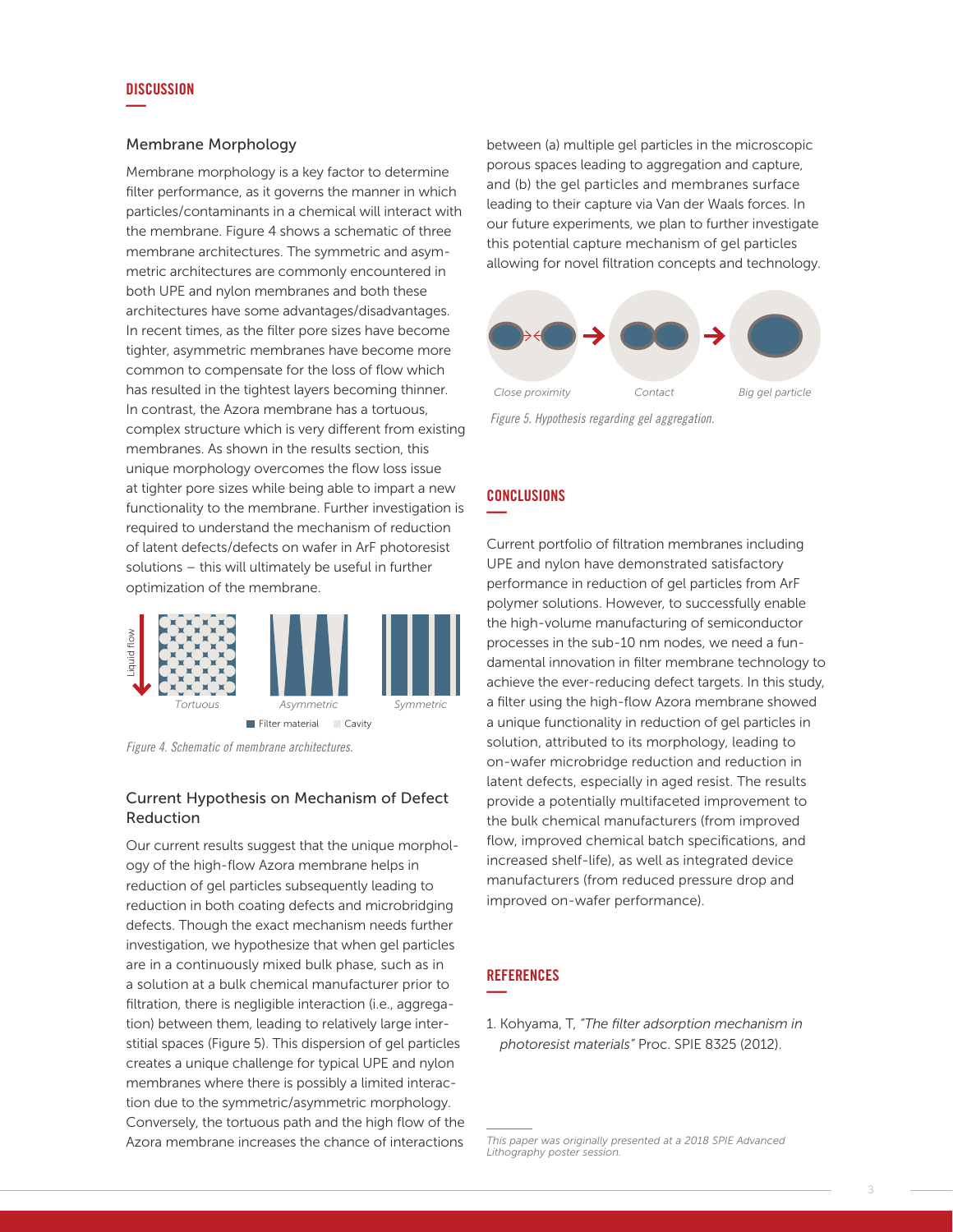## DISCUSSION

### Membrane Morphology

Membrane morphology is a key factor to determine filter performance, as it governs the manner in which particles/contaminants in a chemical will interact with the membrane. Figure 4 shows a schematic of three membrane architectures. The symmetric and asymmetric architectures are commonly encountered in both UPE and nylon membranes and both these architectures have some advantages/disadvantages. In recent times, as the filter pore sizes have become tighter, asymmetric membranes have become more common to compensate for the loss of flow which has resulted in the tightest layers becoming thinner. In contrast, the Azora membrane has a tortuous, complex structure which is very different from existing membranes. As shown in the results section, this unique morphology overcomes the flow loss issue at tighter pore sizes while being able to impart a new functionality to the membrane. Further investigation is required to understand the mechanism of reduction of latent defects/defects on wafer in ArF photoresist solutions – this will ultimately be useful in further optimization of the membrane.

*Figure 4. Schematic of membrane architectures.*

### Current Hypothesis on Mechanism of Defect Reduction

Our current results suggest that the unique morphology of the high-flow Azora membrane helps in reduction of gel particles subsequently leading to reduction in both coating defects and microbridging defects. Though the exact mechanism needs further investigation, we hypothesize that when gel particles are in a continuously mixed bulk phase, such as in a solution at a bulk chemical manufacturer prior to filtration, there is negligible interaction (i.e., aggregation) between them, leading to relatively large interstitial spaces (Figure 5). This dispersion of gel particles creates a unique challenge for typical UPE and nylon membranes where there is possibly a limited interaction due to the symmetric/asymmetric morphology. Conversely, the tortuous path and the high flow of the Azora membrane increases the chance of interactions between (a) multiple gel particles in the microscopic porous spaces leading to aggregation and capture, and (b) the gel particles and membranes surface leading to their capture via Van der Waals forces. In our future experiments, we plan to further investigate this potential capture mechanism of gel particles allowing for novel filtration concepts and technology.

*Figure 5. Hypothesis regarding gel aggregation.*

## CONCLUSIONS

Current portfolio of filtration membranes including UPE and nylon have demonstrated satisfactory performance in reduction of gel particles from ArF polymer solutions. However, to successfully enable the high-volume manufacturing of semiconductor processes in the sub-10 nm nodes, we need a fundamental innovation in filter membrane technology to achieve the ever-reducing defect targets. In this study, a filter using the high-flow Azora membrane showed a unique functionality in reduction of gel particles in solution, attributed to its morphology, leading to on-wafer microbridge reduction and reduction in latent defects, especially in aged resist. The results provide a potentially multifaceted improvement to the bulk chemical manufacturers (from improved flow, improved chemical batch specifications, and increased shelf-life), as well as integrated device manufacturers (from reduced pressure drop and improved on-wafer performance).

## REFERENCES

1. Kohyama, T, *"The filter adsorption mechanism in photoresist materials"* Proc. SPIE 8325 (2012).

*This paper was originally presented at a 2018 SPIE Advanced Lithography poster session.*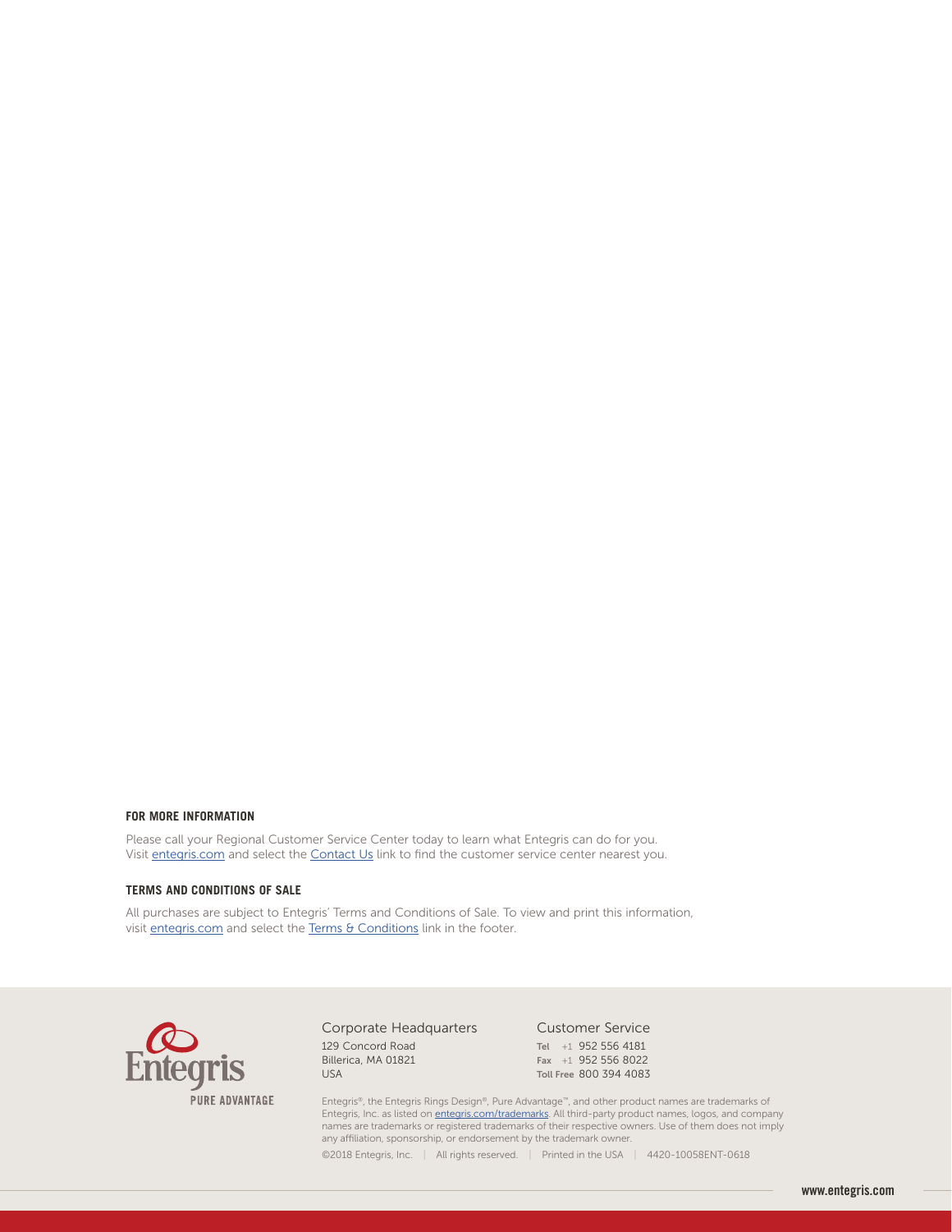### FOR MORE INFORMATION

Please call your Regional Customer Service Center today to learn what Entegris can do for you. Visit entegris.com and select the Contact Us link to find the customer service center nearest you.

### TERMS AND CONDITIONS OF SALE

All purchases are subject to Entegris' Terms and Conditions of Sale. To view and print this information, visit entegris.com and select the Terms & Conditions link in the footer.

Entegris
PURE ADVANTAGE

Corporate Headquarters
129 Concord Road
Billerica, MA 01821
USA

Customer Service
Tel +1 952 556 4181
Fax +1 952 556 8022
Toll Free 800 394 4083

Entegris®, the Entegris Rings Design®, Pure Advantage™, and other product names are trademarks of Entegris, Inc. as listed on entegris.com/trademarks. All third-party product names, logos, and company names are trademarks or registered trademarks of their respective owners. Use of them does not imply any affiliation, sponsorship, or endorsement by the trademark owner.

©2018 Entegris, Inc. | All rights reserved. | Printed in the USA | 4420-10058ENT-0618

www.entegris.com